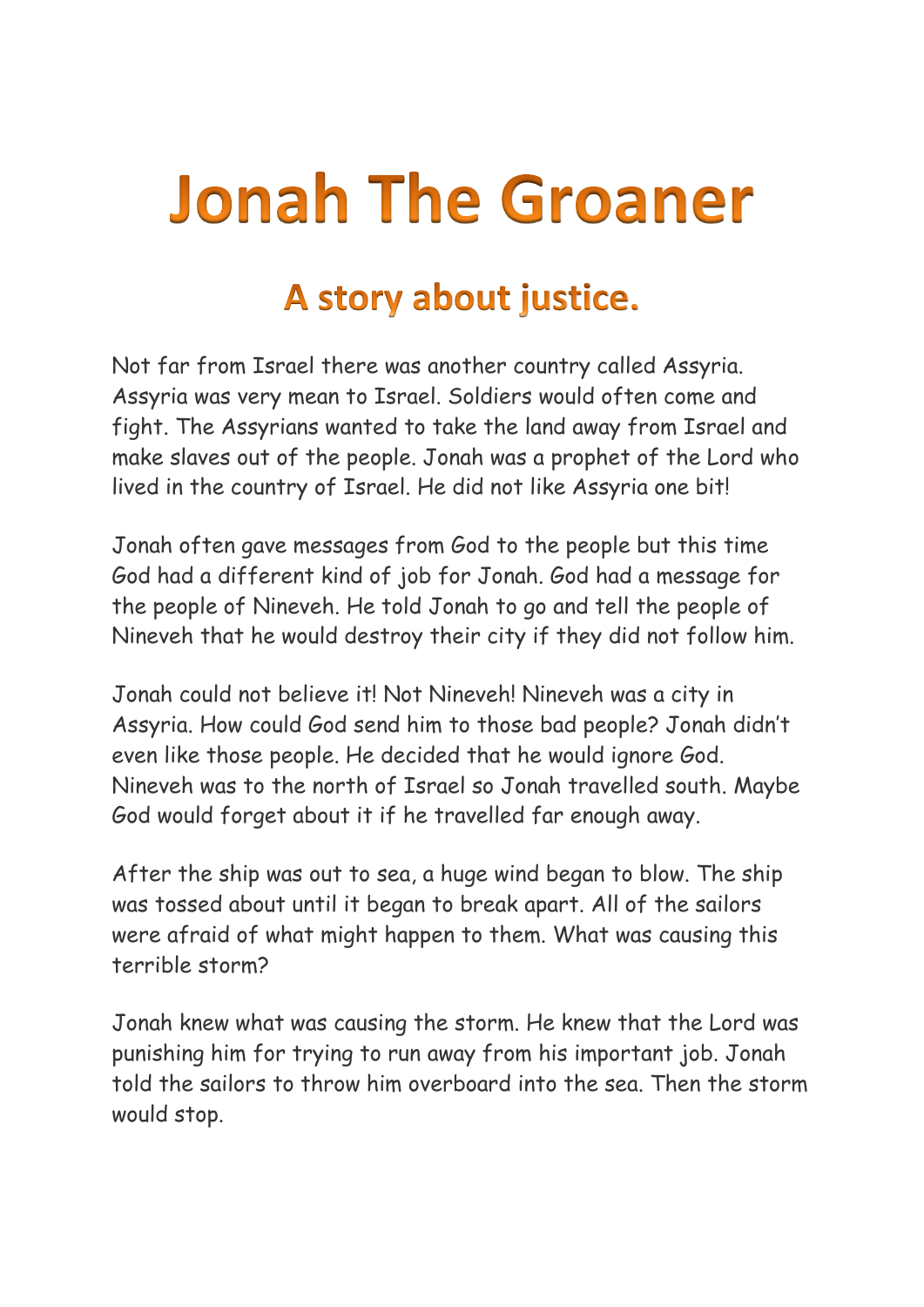# Jonah The Groaner

## A story about justice.

Not far from Israel there was another country called Assyria. Assyria was very mean to Israel. Soldiers would often come and fight. The Assyrians wanted to take the land away from Israel and make slaves out of the people. Jonah was a prophet of the Lord who lived in the country of Israel. He did not like Assyria one bit!

Jonah often gave messages from God to the people but this time God had a different kind of job for Jonah. God had a message for the people of Nineveh. He told Jonah to go and tell the people of Nineveh that he would destroy their city if they did not follow him.

Jonah could not believe it! Not Nineveh! Nineveh was a city in Assyria. How could God send him to those bad people? Jonah didn't even like those people. He decided that he would ignore God. Nineveh was to the north of Israel so Jonah travelled south. Maybe God would forget about it if he travelled far enough away.

After the ship was out to sea, a huge wind began to blow. The ship was tossed about until it began to break apart. All of the sailors were afraid of what might happen to them. What was causing this terrible storm?

Jonah knew what was causing the storm. He knew that the Lord was punishing him for trying to run away from his important job. Jonah told the sailors to throw him overboard into the sea. Then the storm would stop.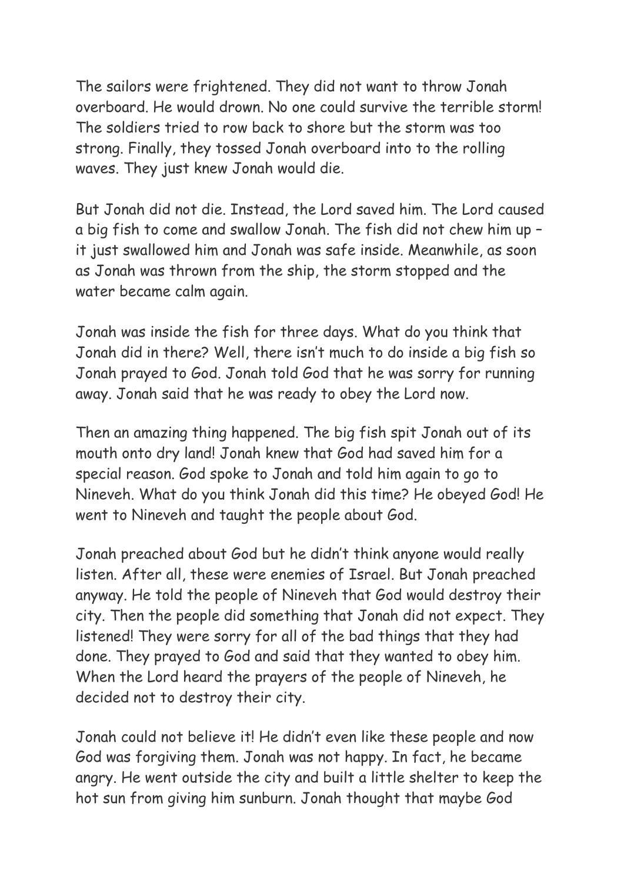The sailors were frightened. They did not want to throw Jonah overboard. He would drown. No one could survive the terrible storm! The soldiers tried to row back to shore but the storm was too strong. Finally, they tossed Jonah overboard into to the rolling waves. They just knew Jonah would die.

But Jonah did not die. Instead, the Lord saved him. The Lord caused a big fish to come and swallow Jonah. The fish did not chew him up – it just swallowed him and Jonah was safe inside. Meanwhile, as soon as Jonah was thrown from the ship, the storm stopped and the water became calm again.

Jonah was inside the fish for three days. What do you think that Jonah did in there? Well, there isn't much to do inside a big fish so Jonah prayed to God. Jonah told God that he was sorry for running away. Jonah said that he was ready to obey the Lord now.

Then an amazing thing happened. The big fish spit Jonah out of its mouth onto dry land! Jonah knew that God had saved him for a special reason. God spoke to Jonah and told him again to go to Nineveh. What do you think Jonah did this time? He obeyed God! He went to Nineveh and taught the people about God.

Jonah preached about God but he didn't think anyone would really listen. After all, these were enemies of Israel. But Jonah preached anyway. He told the people of Nineveh that God would destroy their city. Then the people did something that Jonah did not expect. They listened! They were sorry for all of the bad things that they had done. They prayed to God and said that they wanted to obey him. When the Lord heard the prayers of the people of Nineveh, he decided not to destroy their city.

Jonah could not believe it! He didn't even like these people and now God was forgiving them. Jonah was not happy. In fact, he became angry. He went outside the city and built a little shelter to keep the hot sun from giving him sunburn. Jonah thought that maybe God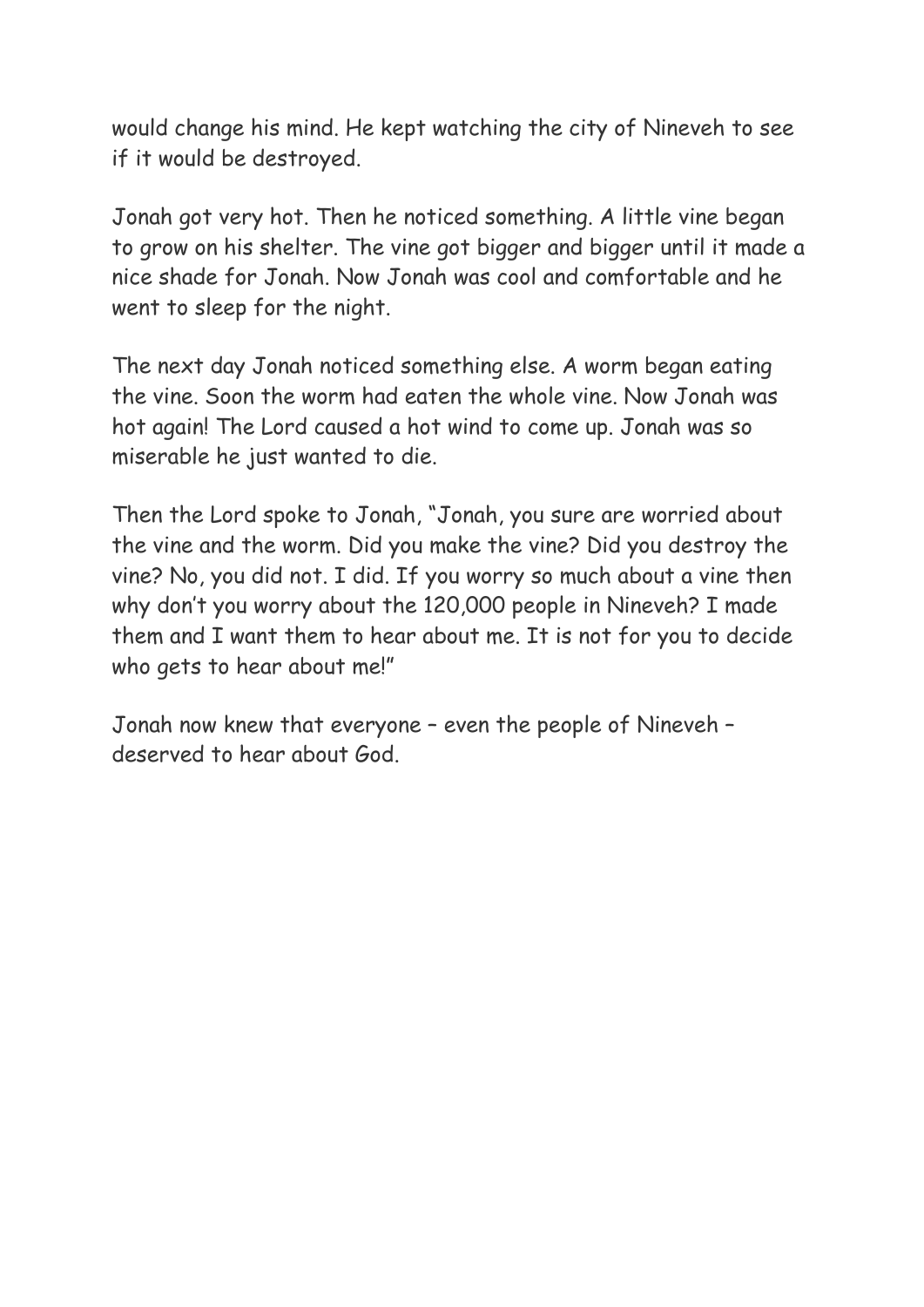would change his mind. He kept watching the city of Nineveh to see if it would be destroyed.

Jonah got very hot. Then he noticed something. A little vine began to grow on his shelter. The vine got bigger and bigger until it made a nice shade for Jonah. Now Jonah was cool and comfortable and he went to sleep for the night.

The next day Jonah noticed something else. A worm began eating the vine. Soon the worm had eaten the whole vine. Now Jonah was hot again! The Lord caused a hot wind to come up. Jonah was so miserable he just wanted to die.

Then the Lord spoke to Jonah, "Jonah, you sure are worried about the vine and the worm. Did you make the vine? Did you destroy the vine? No, you did not. I did. If you worry so much about a vine then why don't you worry about the 120,000 people in Nineveh? I made them and I want them to hear about me. It is not for you to decide who gets to hear about me!"

Jonah now knew that everyone – even the people of Nineveh – deserved to hear about God.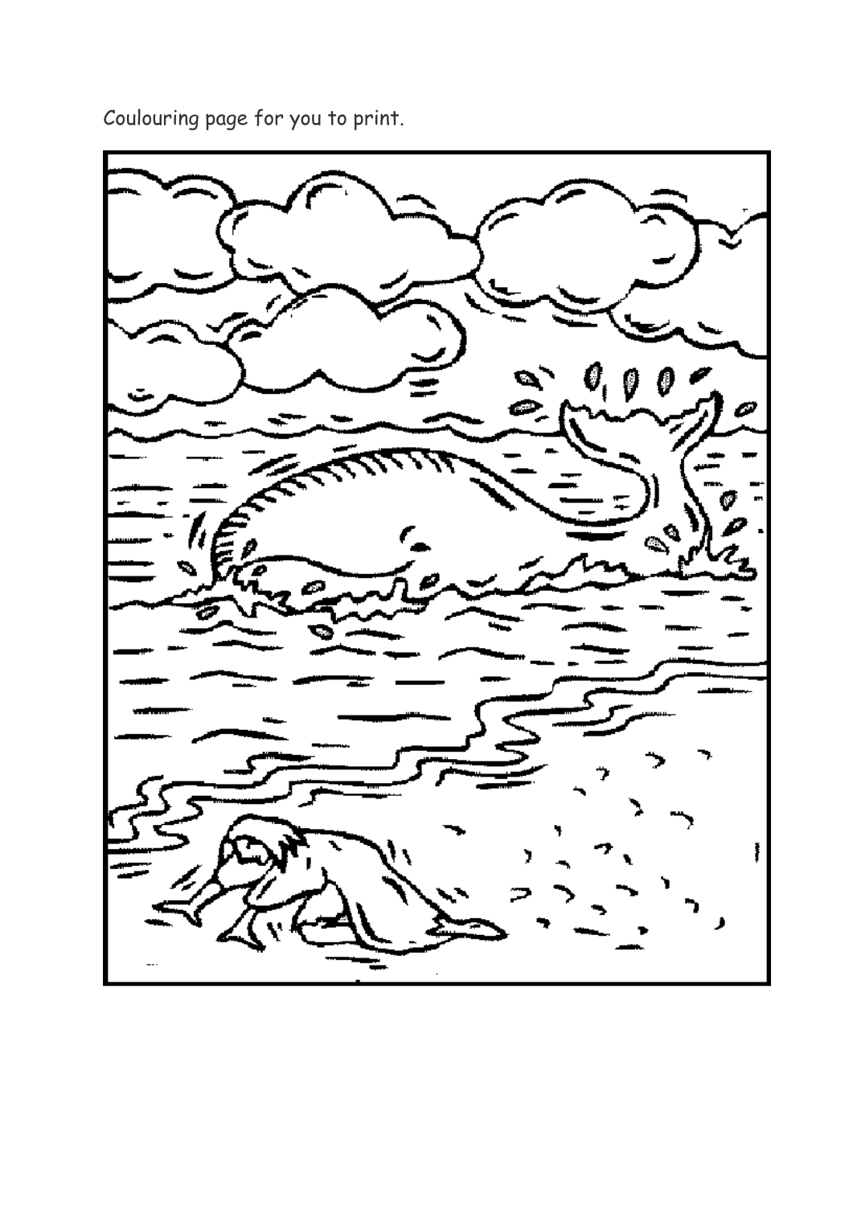Coulouring page for you to print.